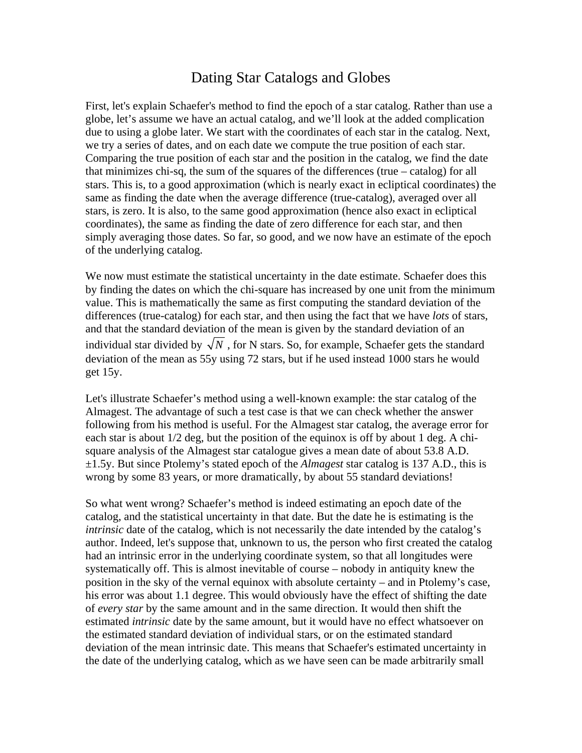# Dating Star Catalogs and Globes

First, let's explain Schaefer's method to find the epoch of a star catalog. Rather than use a globe, let's assume we have an actual catalog, and we'll look at the added complication due to using a globe later. We start with the coordinates of each star in the catalog. Next, we try a series of dates, and on each date we compute the true position of each star. Comparing the true position of each star and the position in the catalog, we find the date that minimizes chi-sq, the sum of the squares of the differences (true – catalog) for all stars. This is, to a good approximation (which is nearly exact in ecliptical coordinates) the same as finding the date when the average difference (true-catalog), averaged over all stars, is zero. It is also, to the same good approximation (hence also exact in ecliptical coordinates), the same as finding the date of zero difference for each star, and then simply averaging those dates. So far, so good, and we now have an estimate of the epoch of the underlying catalog.

We now must estimate the statistical uncertainty in the date estimate. Schaefer does this by finding the dates on which the chi-square has increased by one unit from the minimum value. This is mathematically the same as first computing the standard deviation of the differences (true-catalog) for each star, and then using the fact that we have *lots* of stars, and that the standard deviation of the mean is given by the standard deviation of an individual star divided by $\sqrt{N}$ , for N stars. So, for example, Schaefer gets the standard deviation of the mean as 55y using 72 stars, but if he used instead 1000 stars he would get 15y.

Let's illustrate Schaefer's method using a well-known example: the star catalog of the Almagest. The advantage of such a test case is that we can check whether the answer following from his method is useful. For the Almagest star catalog, the average error for each star is about 1/2 deg, but the position of the equinox is off by about 1 deg. A chi-square analysis of the Almagest star catalogue gives a mean date of about 53.8 A.D. ±1.5y. But since Ptolemy's stated epoch of the *Almagest* star catalog is 137 A.D., this is wrong by some 83 years, or more dramatically, by about 55 standard deviations!

So what went wrong? Schaefer's method is indeed estimating an epoch date of the catalog, and the statistical uncertainty in that date. But the date he is estimating is the *intrinsic* date of the catalog, which is not necessarily the date intended by the catalog's author. Indeed, let's suppose that, unknown to us, the person who first created the catalog had an intrinsic error in the underlying coordinate system, so that all longitudes were systematically off. This is almost inevitable of course – nobody in antiquity knew the position in the sky of the vernal equinox with absolute certainty – and in Ptolemy's case, his error was about 1.1 degree. This would obviously have the effect of shifting the date of *every star* by the same amount and in the same direction. It would then shift the estimated *intrinsic* date by the same amount, but it would have no effect whatsoever on the estimated standard deviation of individual stars, or on the estimated standard deviation of the mean intrinsic date. This means that Schaefer's estimated uncertainty in the date of the underlying catalog, which as we have seen can be made arbitrarily small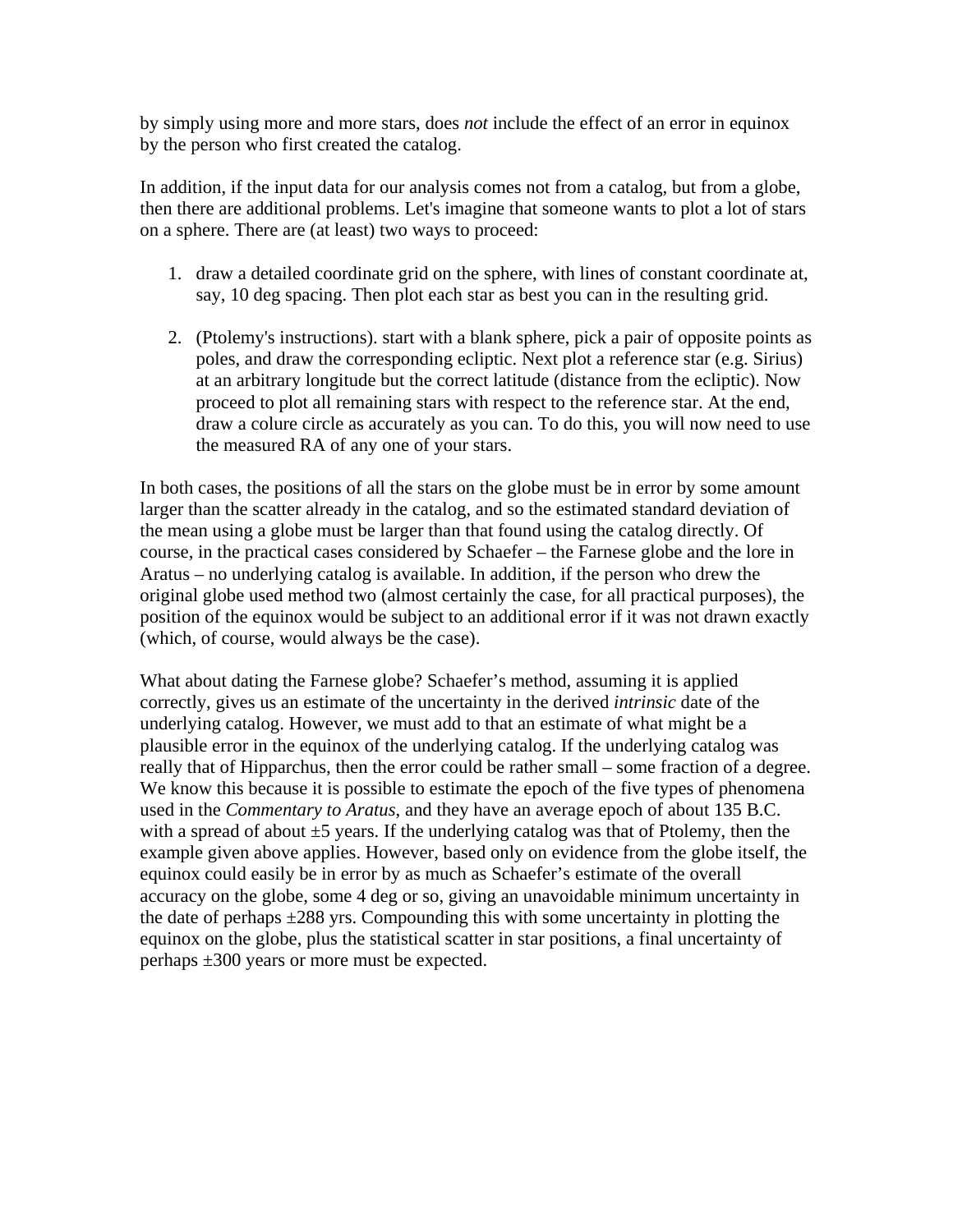by simply using more and more stars, does *not* include the effect of an error in equinox by the person who first created the catalog.

In addition, if the input data for our analysis comes not from a catalog, but from a globe, then there are additional problems. Let's imagine that someone wants to plot a lot of stars on a sphere. There are (at least) two ways to proceed:

1. draw a detailed coordinate grid on the sphere, with lines of constant coordinate at, say, 10 deg spacing. Then plot each star as best you can in the resulting grid.

2. (Ptolemy's instructions). start with a blank sphere, pick a pair of opposite points as poles, and draw the corresponding ecliptic. Next plot a reference star (e.g. Sirius) at an arbitrary longitude but the correct latitude (distance from the ecliptic). Now proceed to plot all remaining stars with respect to the reference star. At the end, draw a colure circle as accurately as you can. To do this, you will now need to use the measured RA of any one of your stars.

In both cases, the positions of all the stars on the globe must be in error by some amount larger than the scatter already in the catalog, and so the estimated standard deviation of the mean using a globe must be larger than that found using the catalog directly. Of course, in the practical cases considered by Schaefer – the Farnese globe and the lore in Aratus – no underlying catalog is available. In addition, if the person who drew the original globe used method two (almost certainly the case, for all practical purposes), the position of the equinox would be subject to an additional error if it was not drawn exactly (which, of course, would always be the case).

What about dating the Farnese globe? Schaefer's method, assuming it is applied correctly, gives us an estimate of the uncertainty in the derived *intrinsic* date of the underlying catalog. However, we must add to that an estimate of what might be a plausible error in the equinox of the underlying catalog. If the underlying catalog was really that of Hipparchus, then the error could be rather small – some fraction of a degree. We know this because it is possible to estimate the epoch of the five types of phenomena used in the *Commentary to Aratus*, and they have an average epoch of about 135 B.C. with a spread of about ±5 years. If the underlying catalog was that of Ptolemy, then the example given above applies. However, based only on evidence from the globe itself, the equinox could easily be in error by as much as Schaefer's estimate of the overall accuracy on the globe, some 4 deg or so, giving an unavoidable minimum uncertainty in the date of perhaps ±288 yrs. Compounding this with some uncertainty in plotting the equinox on the globe, plus the statistical scatter in star positions, a final uncertainty of perhaps ±300 years or more must be expected.